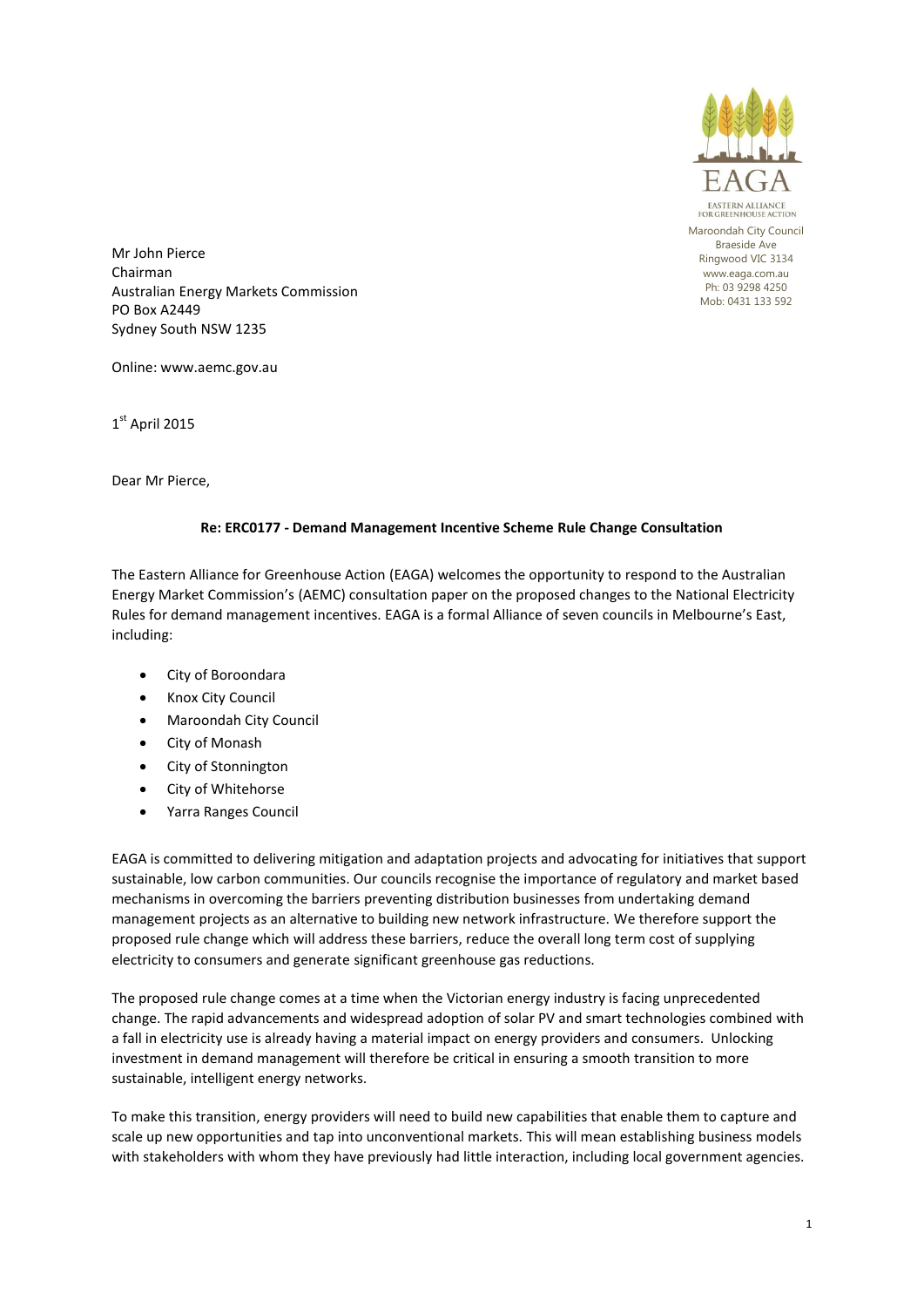EAGA

EASTERN ALLIANCE FOR GREENHOUSE ACTION

Maroondah City Council
Braeside Ave
Ringwood VIC 3134
www.eaga.com.au
Ph: 03 9298 4250
Mob: 0431 133 592

Mr John Pierce
Chairman
Australian Energy Markets Commission
PO Box A2449
Sydney South NSW 1235

Online: www.aemc.gov.au

1st April 2015

Dear Mr Pierce,

**Re: ERC0177 - Demand Management Incentive Scheme Rule Change Consultation**

The Eastern Alliance for Greenhouse Action (EAGA) welcomes the opportunity to respond to the Australian Energy Market Commission's (AEMC) consultation paper on the proposed changes to the National Electricity Rules for demand management incentives. EAGA is a formal Alliance of seven councils in Melbourne's East, including:

- City of Boroondara
- Knox City Council
- Maroondah City Council
- City of Monash
- City of Stonnington
- City of Whitehorse
- Yarra Ranges Council

EAGA is committed to delivering mitigation and adaptation projects and advocating for initiatives that support sustainable, low carbon communities. Our councils recognise the importance of regulatory and market based mechanisms in overcoming the barriers preventing distribution businesses from undertaking demand management projects as an alternative to building new network infrastructure. We therefore support the proposed rule change which will address these barriers, reduce the overall long term cost of supplying electricity to consumers and generate significant greenhouse gas reductions.

The proposed rule change comes at a time when the Victorian energy industry is facing unprecedented change. The rapid advancements and widespread adoption of solar PV and smart technologies combined with a fall in electricity use is already having a material impact on energy providers and consumers. Unlocking investment in demand management will therefore be critical in ensuring a smooth transition to more sustainable, intelligent energy networks.

To make this transition, energy providers will need to build new capabilities that enable them to capture and scale up new opportunities and tap into unconventional markets. This will mean establishing business models with stakeholders with whom they have previously had little interaction, including local government agencies.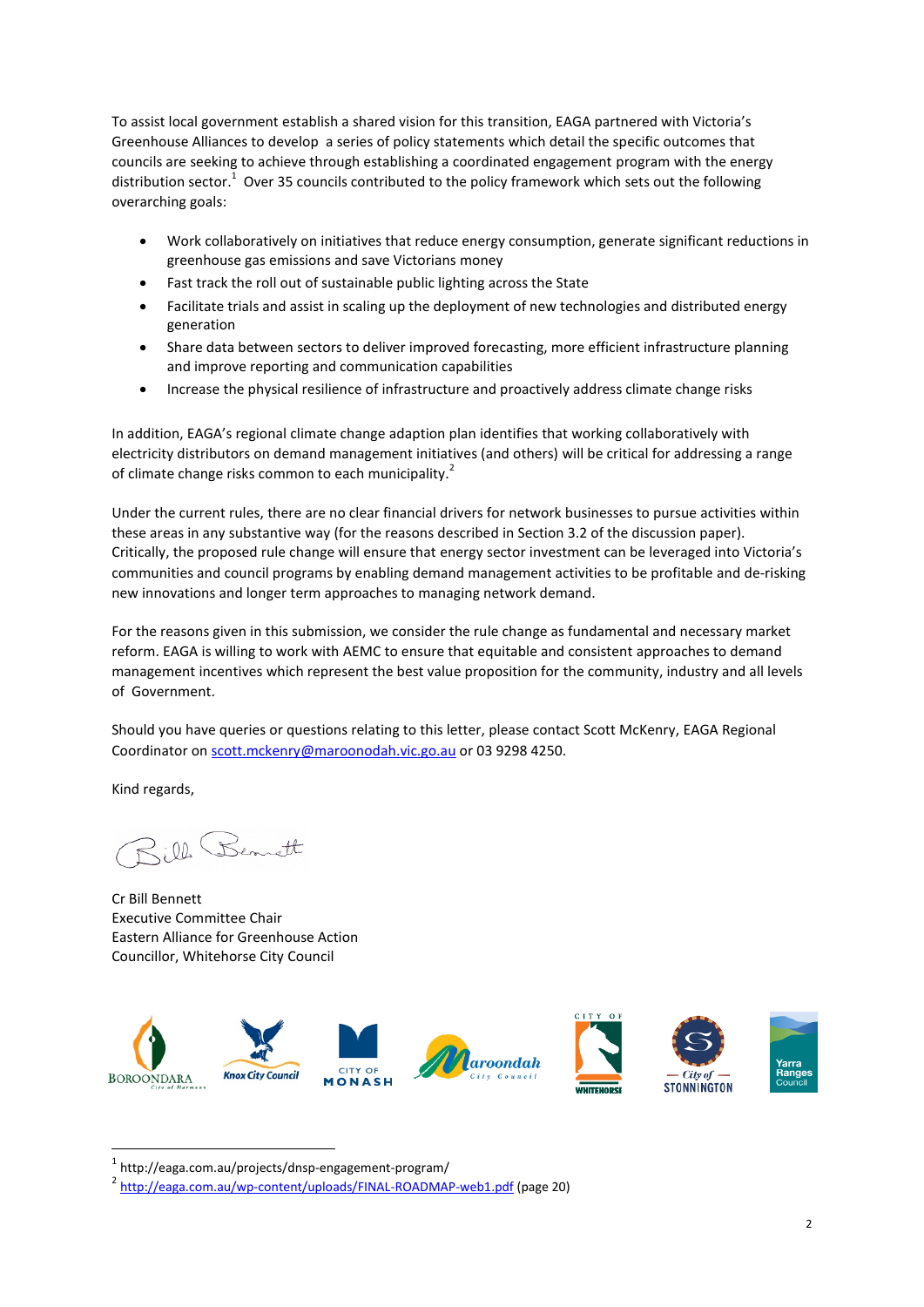To assist local government establish a shared vision for this transition, EAGA partnered with Victoria's Greenhouse Alliances to develop a series of policy statements which detail the specific outcomes that councils are seeking to achieve through establishing a coordinated engagement program with the energy distribution sector.[1] Over 35 councils contributed to the policy framework which sets out the following overarching goals:

- Work collaboratively on initiatives that reduce energy consumption, generate significant reductions in greenhouse gas emissions and save Victorians money
- Fast track the roll out of sustainable public lighting across the State
- Facilitate trials and assist in scaling up the deployment of new technologies and distributed energy generation
- Share data between sectors to deliver improved forecasting, more efficient infrastructure planning and improve reporting and communication capabilities
- Increase the physical resilience of infrastructure and proactively address climate change risks

In addition, EAGA's regional climate change adaption plan identifies that working collaboratively with electricity distributors on demand management initiatives (and others) will be critical for addressing a range of climate change risks common to each municipality.[2]

Under the current rules, there are no clear financial drivers for network businesses to pursue activities within these areas in any substantive way (for the reasons described in Section 3.2 of the discussion paper). Critically, the proposed rule change will ensure that energy sector investment can be leveraged into Victoria's communities and council programs by enabling demand management activities to be profitable and de-risking new innovations and longer term approaches to managing network demand.

For the reasons given in this submission, we consider the rule change as fundamental and necessary market reform. EAGA is willing to work with AEMC to ensure that equitable and consistent approaches to demand management incentives which represent the best value proposition for the community, industry and all levels of Government.

Should you have queries or questions relating to this letter, please contact Scott McKenry, EAGA Regional Coordinator on scott.mckenry@maroonodah.vic.go.au or 03 9298 4250.

Kind regards,

Cr Bill Bennett
Executive Committee Chair
Eastern Alliance for Greenhouse Action
Councillor, Whitehorse City Council

BOROONDARA City of Harmony | Knox City Council | CITY OF MONASH | Maroondah City Council | CITY OF WHITEHORSE | City of STONNINGTON | Yarra Ranges Council

[1] http://eaga.com.au/projects/dnsp-engagement-program/

[2] http://eaga.com.au/wp-content/uploads/FINAL-ROADMAP-web1.pdf (page 20)